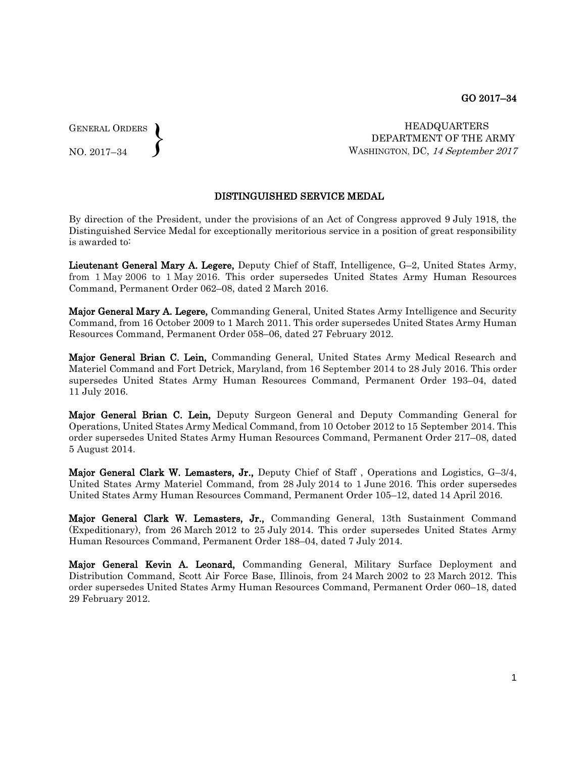GO 2017–34

GENERAL ORDERS
NO. 2017–34

HEADQUARTERS
DEPARTMENT OF THE ARMY
WASHINGTON, DC, *14 September 2017*

## DISTINGUISHED SERVICE MEDAL

By direction of the President, under the provisions of an Act of Congress approved 9 July 1918, the Distinguished Service Medal for exceptionally meritorious service in a position of great responsibility is awarded to:

**Lieutenant General Mary A. Legere,** Deputy Chief of Staff, Intelligence, G–2, United States Army, from 1 May 2006 to 1 May 2016. This order supersedes United States Army Human Resources Command, Permanent Order 062–08, dated 2 March 2016.

**Major General Mary A. Legere,** Commanding General, United States Army Intelligence and Security Command, from 16 October 2009 to 1 March 2011. This order supersedes United States Army Human Resources Command, Permanent Order 058–06, dated 27 February 2012.

**Major General Brian C. Lein,** Commanding General, United States Army Medical Research and Materiel Command and Fort Detrick, Maryland, from 16 September 2014 to 28 July 2016. This order supersedes United States Army Human Resources Command, Permanent Order 193–04, dated 11 July 2016.

**Major General Brian C. Lein,** Deputy Surgeon General and Deputy Commanding General for Operations, United States Army Medical Command, from 10 October 2012 to 15 September 2014. This order supersedes United States Army Human Resources Command, Permanent Order 217–08, dated 5 August 2014.

**Major General Clark W. Lemasters, Jr.,** Deputy Chief of Staff , Operations and Logistics, G–3/4, United States Army Materiel Command, from 28 July 2014 to 1 June 2016. This order supersedes United States Army Human Resources Command, Permanent Order 105–12, dated 14 April 2016.

**Major General Clark W. Lemasters, Jr.,** Commanding General, 13th Sustainment Command (Expeditionary), from 26 March 2012 to 25 July 2014. This order supersedes United States Army Human Resources Command, Permanent Order 188–04, dated 7 July 2014.

**Major General Kevin A. Leonard,** Commanding General, Military Surface Deployment and Distribution Command, Scott Air Force Base, Illinois, from 24 March 2002 to 23 March 2012. This order supersedes United States Army Human Resources Command, Permanent Order 060–18, dated 29 February 2012.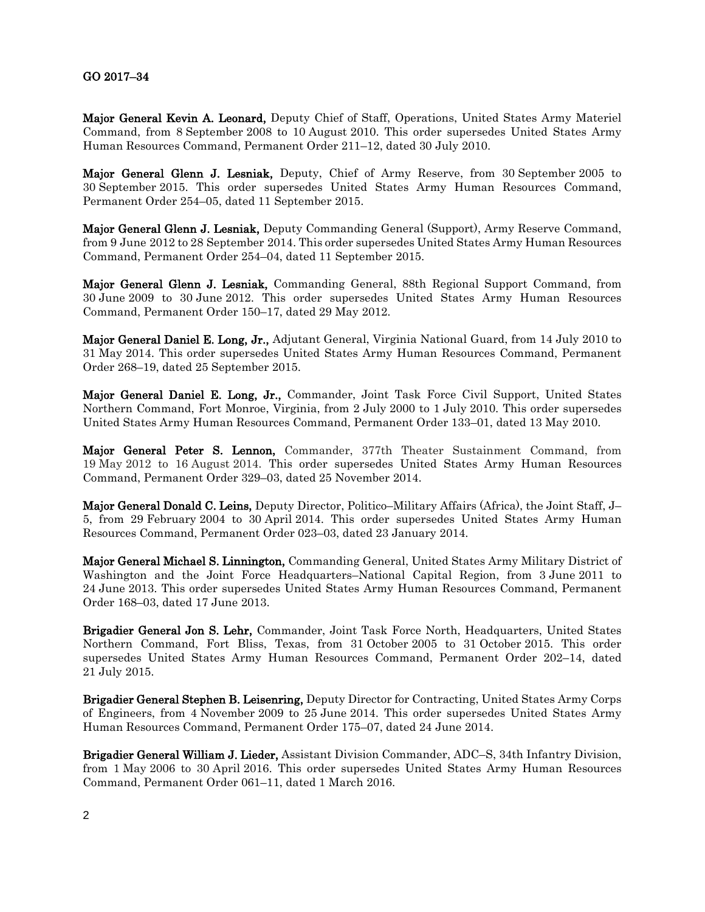GO 2017–34

**Major General Kevin A. Leonard,** Deputy Chief of Staff, Operations, United States Army Materiel Command, from 8 September 2008 to 10 August 2010. This order supersedes United States Army Human Resources Command, Permanent Order 211–12, dated 30 July 2010.

**Major General Glenn J. Lesniak,** Deputy, Chief of Army Reserve, from 30 September 2005 to 30 September 2015. This order supersedes United States Army Human Resources Command, Permanent Order 254–05, dated 11 September 2015.

**Major General Glenn J. Lesniak,** Deputy Commanding General (Support), Army Reserve Command, from 9 June 2012 to 28 September 2014. This order supersedes United States Army Human Resources Command, Permanent Order 254–04, dated 11 September 2015.

**Major General Glenn J. Lesniak,** Commanding General, 88th Regional Support Command, from 30 June 2009 to 30 June 2012. This order supersedes United States Army Human Resources Command, Permanent Order 150–17, dated 29 May 2012.

**Major General Daniel E. Long, Jr.,** Adjutant General, Virginia National Guard, from 14 July 2010 to 31 May 2014. This order supersedes United States Army Human Resources Command, Permanent Order 268–19, dated 25 September 2015.

**Major General Daniel E. Long, Jr.,** Commander, Joint Task Force Civil Support, United States Northern Command, Fort Monroe, Virginia, from 2 July 2000 to 1 July 2010. This order supersedes United States Army Human Resources Command, Permanent Order 133–01, dated 13 May 2010.

**Major General Peter S. Lennon,** Commander, 377th Theater Sustainment Command, from 19 May 2012 to 16 August 2014. This order supersedes United States Army Human Resources Command, Permanent Order 329–03, dated 25 November 2014.

**Major General Donald C. Leins,** Deputy Director, Politico–Military Affairs (Africa), the Joint Staff, J–5, from 29 February 2004 to 30 April 2014. This order supersedes United States Army Human Resources Command, Permanent Order 023–03, dated 23 January 2014.

**Major General Michael S. Linnington,** Commanding General, United States Army Military District of Washington and the Joint Force Headquarters–National Capital Region, from 3 June 2011 to 24 June 2013. This order supersedes United States Army Human Resources Command, Permanent Order 168–03, dated 17 June 2013.

**Brigadier General Jon S. Lehr,** Commander, Joint Task Force North, Headquarters, United States Northern Command, Fort Bliss, Texas, from 31 October 2005 to 31 October 2015. This order supersedes United States Army Human Resources Command, Permanent Order 202–14, dated 21 July 2015.

**Brigadier General Stephen B. Leisenring,** Deputy Director for Contracting, United States Army Corps of Engineers, from 4 November 2009 to 25 June 2014. This order supersedes United States Army Human Resources Command, Permanent Order 175–07, dated 24 June 2014.

**Brigadier General William J. Lieder,** Assistant Division Commander, ADC–S, 34th Infantry Division, from 1 May 2006 to 30 April 2016. This order supersedes United States Army Human Resources Command, Permanent Order 061–11, dated 1 March 2016.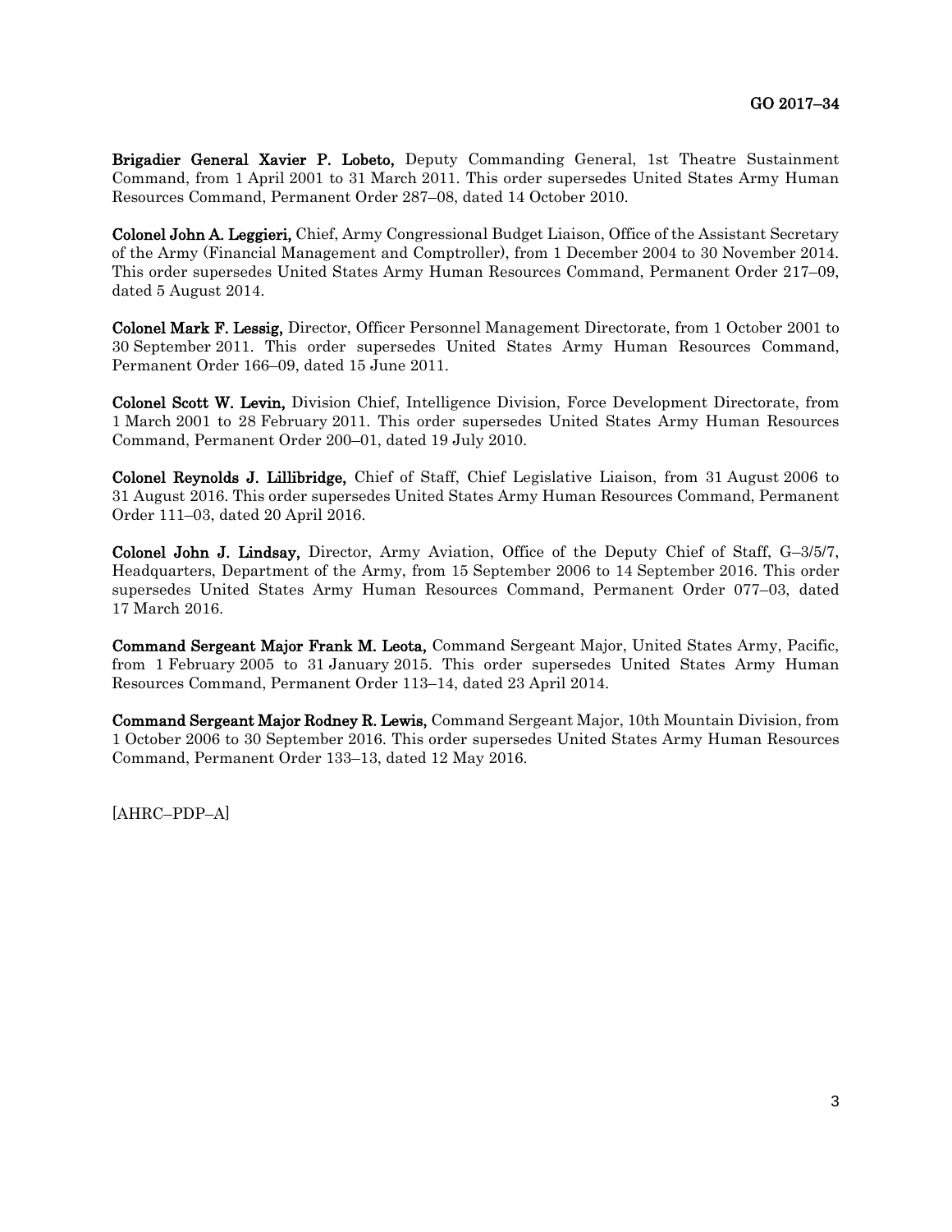**Brigadier General Xavier P. Lobeto,** Deputy Commanding General, 1st Theatre Sustainment Command, from 1 April 2001 to 31 March 2011. This order supersedes United States Army Human Resources Command, Permanent Order 287–08, dated 14 October 2010.

**Colonel John A. Leggieri,** Chief, Army Congressional Budget Liaison, Office of the Assistant Secretary of the Army (Financial Management and Comptroller), from 1 December 2004 to 30 November 2014. This order supersedes United States Army Human Resources Command, Permanent Order 217–09, dated 5 August 2014.

**Colonel Mark F. Lessig,** Director, Officer Personnel Management Directorate, from 1 October 2001 to 30 September 2011. This order supersedes United States Army Human Resources Command, Permanent Order 166–09, dated 15 June 2011.

**Colonel Scott W. Levin,** Division Chief, Intelligence Division, Force Development Directorate, from 1 March 2001 to 28 February 2011. This order supersedes United States Army Human Resources Command, Permanent Order 200–01, dated 19 July 2010.

**Colonel Reynolds J. Lillibridge,** Chief of Staff, Chief Legislative Liaison, from 31 August 2006 to 31 August 2016. This order supersedes United States Army Human Resources Command, Permanent Order 111–03, dated 20 April 2016.

**Colonel John J. Lindsay,** Director, Army Aviation, Office of the Deputy Chief of Staff, G–3/5/7, Headquarters, Department of the Army, from 15 September 2006 to 14 September 2016. This order supersedes United States Army Human Resources Command, Permanent Order 077–03, dated 17 March 2016.

**Command Sergeant Major Frank M. Leota,** Command Sergeant Major, United States Army, Pacific, from 1 February 2005 to 31 January 2015. This order supersedes United States Army Human Resources Command, Permanent Order 113–14, dated 23 April 2014.

**Command Sergeant Major Rodney R. Lewis,** Command Sergeant Major, 10th Mountain Division, from 1 October 2006 to 30 September 2016. This order supersedes United States Army Human Resources Command, Permanent Order 133–13, dated 12 May 2016.

[AHRC–PDP–A]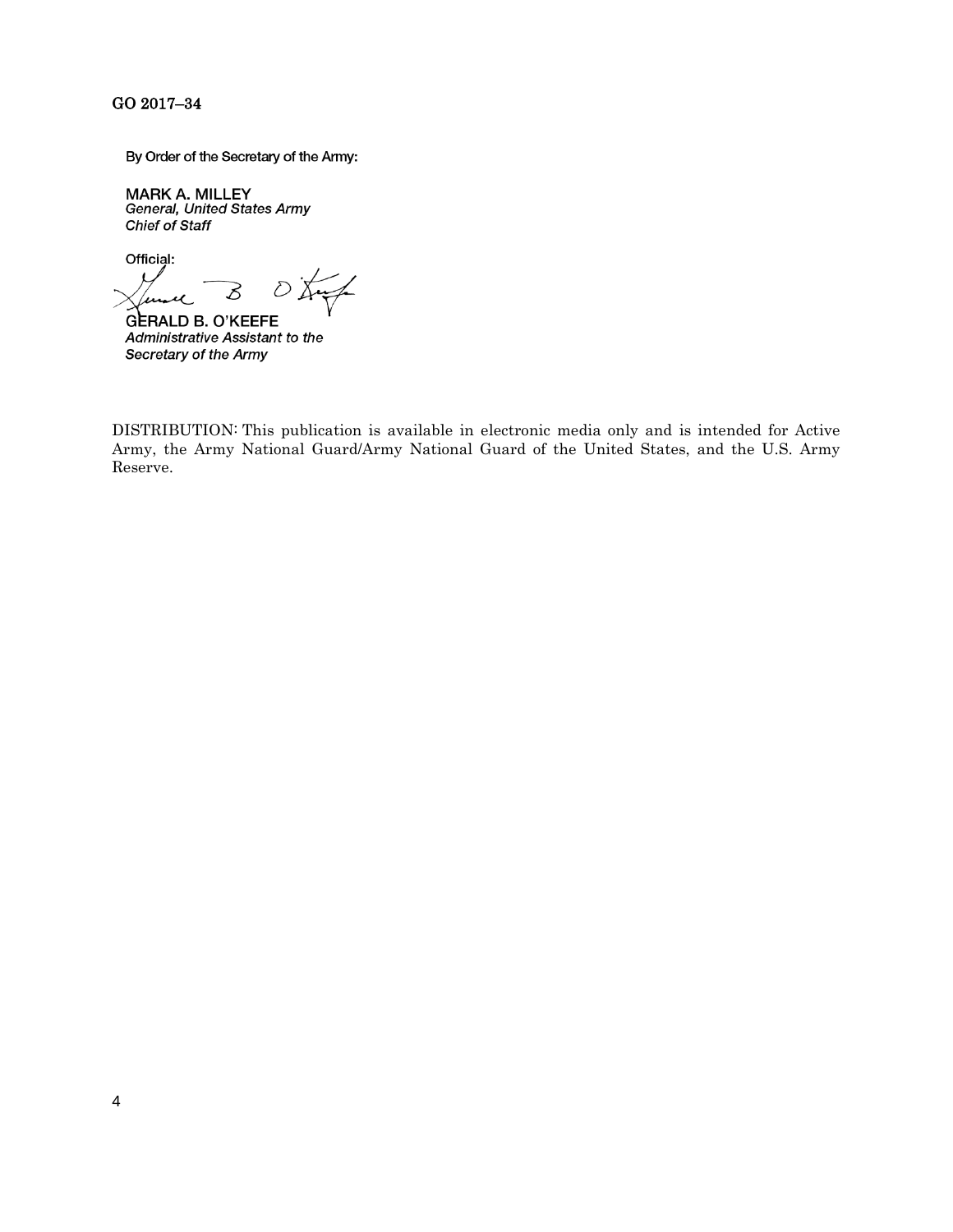By Order of the Secretary of the Army:

**MARK A. MILLEY**
*General, United States Army*
*Chief of Staff*

Official:

**GERALD B. O'KEEFE**
*Administrative Assistant to the*
*Secretary of the Army*

DISTRIBUTION: This publication is available in electronic media only and is intended for Active Army, the Army National Guard/Army National Guard of the United States, and the U.S. Army Reserve.